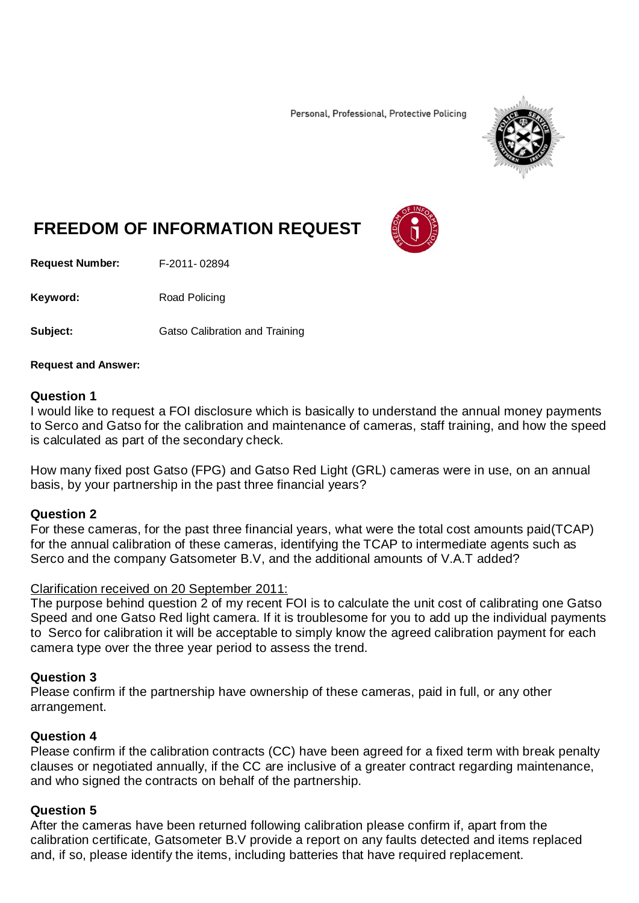Personal, Professional, Protective Policing

# FREEDOM OF INFORMATION REQUEST

**Request Number:** F-2011- 02894

**Keyword:** Road Policing

**Subject:** Gatso Calibration and Training

**Request and Answer:**

### Question 1

I would like to request a FOI disclosure which is basically to understand the annual money payments to Serco and Gatso for the calibration and maintenance of cameras, staff training, and how the speed is calculated as part of the secondary check.

How many fixed post Gatso (FPG) and Gatso Red Light (GRL) cameras were in use, on an annual basis, by your partnership in the past three financial years?

### Question 2

For these cameras, for the past three financial years, what were the total cost amounts paid(TCAP) for the annual calibration of these cameras, identifying the TCAP to intermediate agents such as Serco and the company Gatsometer B.V, and the additional amounts of V.A.T added?

<u>Clarification received on 20 September 2011:</u>

The purpose behind question 2 of my recent FOI is to calculate the unit cost of calibrating one Gatso Speed and one Gatso Red light camera. If it is troublesome for you to add up the individual payments to Serco for calibration it will be acceptable to simply know the agreed calibration payment for each camera type over the three year period to assess the trend.

### Question 3

Please confirm if the partnership have ownership of these cameras, paid in full, or any other arrangement.

### Question 4

Please confirm if the calibration contracts (CC) have been agreed for a fixed term with break penalty clauses or negotiated annually, if the CC are inclusive of a greater contract regarding maintenance, and who signed the contracts on behalf of the partnership.

### Question 5

After the cameras have been returned following calibration please confirm if, apart from the calibration certificate, Gatsometer B.V provide a report on any faults detected and items replaced and, if so, please identify the items, including batteries that have required replacement.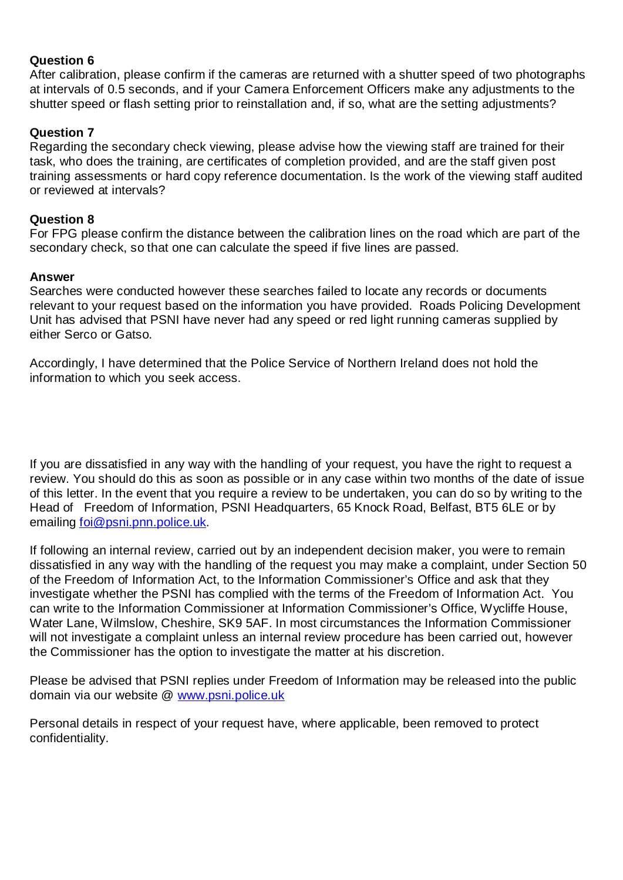**Question 6**
After calibration, please confirm if the cameras are returned with a shutter speed of two photographs at intervals of 0.5 seconds, and if your Camera Enforcement Officers make any adjustments to the shutter speed or flash setting prior to reinstallation and, if so, what are the setting adjustments?

**Question 7**
Regarding the secondary check viewing, please advise how the viewing staff are trained for their task, who does the training, are certificates of completion provided, and are the staff given post training assessments or hard copy reference documentation. Is the work of the viewing staff audited or reviewed at intervals?

**Question 8**
For FPG please confirm the distance between the calibration lines on the road which are part of the secondary check, so that one can calculate the speed if five lines are passed.

**Answer**
Searches were conducted however these searches failed to locate any records or documents relevant to your request based on the information you have provided. Roads Policing Development Unit has advised that PSNI have never had any speed or red light running cameras supplied by either Serco or Gatso.

Accordingly, I have determined that the Police Service of Northern Ireland does not hold the information to which you seek access.

If you are dissatisfied in any way with the handling of your request, you have the right to request a review. You should do this as soon as possible or in any case within two months of the date of issue of this letter. In the event that you require a review to be undertaken, you can do so by writing to the Head of Freedom of Information, PSNI Headquarters, 65 Knock Road, Belfast, BT5 6LE or by emailing [foi@psni.pnn.police.uk](mailto:foi@psni.pnn.police.uk).

If following an internal review, carried out by an independent decision maker, you were to remain dissatisfied in any way with the handling of the request you may make a complaint, under Section 50 of the Freedom of Information Act, to the Information Commissioner's Office and ask that they investigate whether the PSNI has complied with the terms of the Freedom of Information Act. You can write to the Information Commissioner at Information Commissioner's Office, Wycliffe House, Water Lane, Wilmslow, Cheshire, SK9 5AF. In most circumstances the Information Commissioner will not investigate a complaint unless an internal review procedure has been carried out, however the Commissioner has the option to investigate the matter at his discretion.

Please be advised that PSNI replies under Freedom of Information may be released into the public domain via our website @ [www.psni.police.uk](http://www.psni.police.uk)

Personal details in respect of your request have, where applicable, been removed to protect confidentiality.